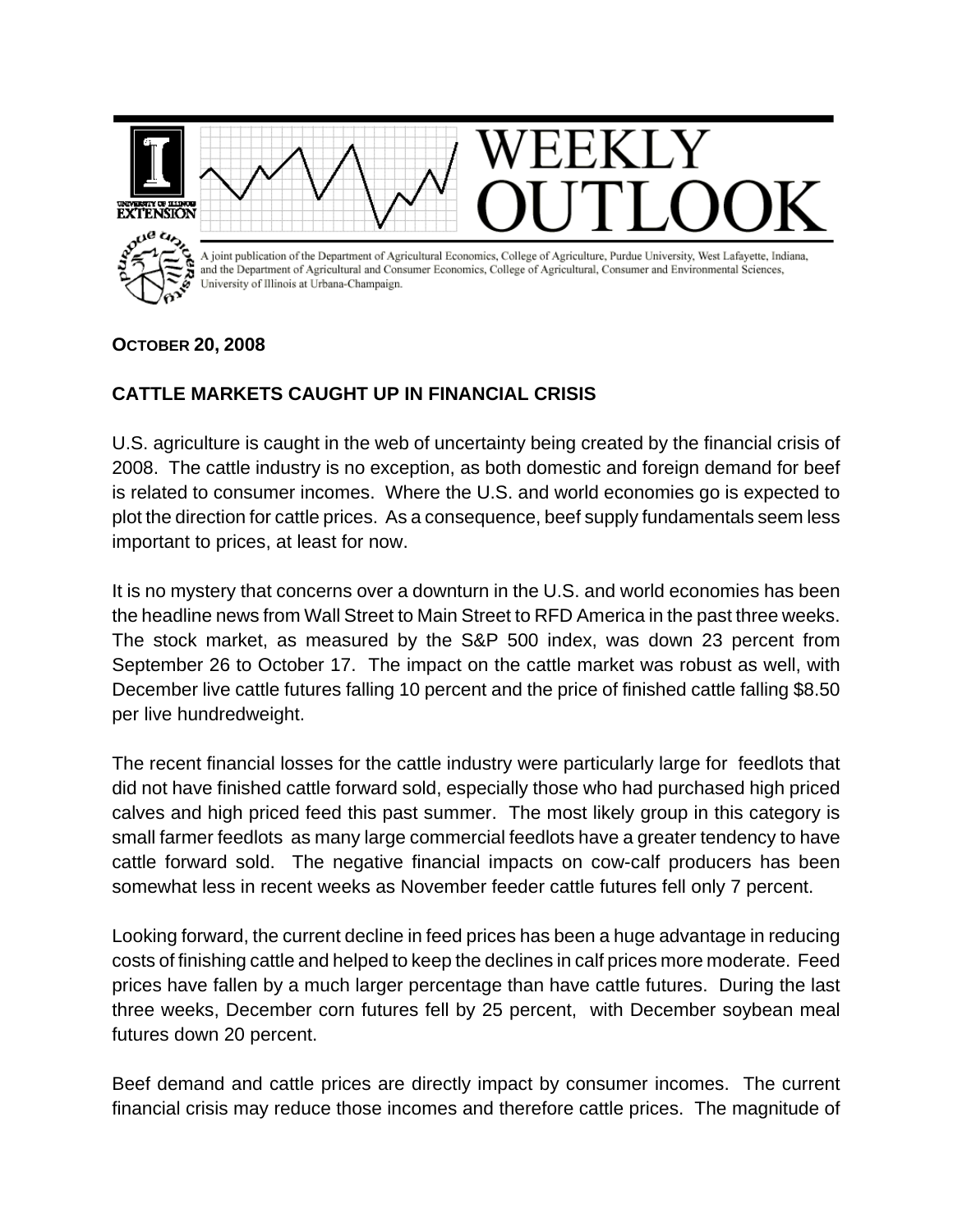# WEEKLY OUTLOOK

A joint publication of the Department of Agricultural Economics, College of Agriculture, Purdue University, West Lafayette, Indiana, and the Department of Agricultural and Consumer Economics, College of Agricultural, Consumer and Environmental Sciences, University of Illinois at Urbana-Champaign.

**OCTOBER 20, 2008**

## CATTLE MARKETS CAUGHT UP IN FINANCIAL CRISIS

U.S. agriculture is caught in the web of uncertainty being created by the financial crisis of 2008. The cattle industry is no exception, as both domestic and foreign demand for beef is related to consumer incomes. Where the U.S. and world economies go is expected to plot the direction for cattle prices. As a consequence, beef supply fundamentals seem less important to prices, at least for now.

It is no mystery that concerns over a downturn in the U.S. and world economies has been the headline news from Wall Street to Main Street to RFD America in the past three weeks. The stock market, as measured by the S&P 500 index, was down 23 percent from September 26 to October 17. The impact on the cattle market was robust as well, with December live cattle futures falling 10 percent and the price of finished cattle falling $8.50 per live hundredweight.

The recent financial losses for the cattle industry were particularly large for feedlots that did not have finished cattle forward sold, especially those who had purchased high priced calves and high priced feed this past summer. The most likely group in this category is small farmer feedlots as many large commercial feedlots have a greater tendency to have cattle forward sold. The negative financial impacts on cow-calf producers has been somewhat less in recent weeks as November feeder cattle futures fell only 7 percent.

Looking forward, the current decline in feed prices has been a huge advantage in reducing costs of finishing cattle and helped to keep the declines in calf prices more moderate. Feed prices have fallen by a much larger percentage than have cattle futures. During the last three weeks, December corn futures fell by 25 percent, with December soybean meal futures down 20 percent.

Beef demand and cattle prices are directly impact by consumer incomes. The current financial crisis may reduce those incomes and therefore cattle prices. The magnitude of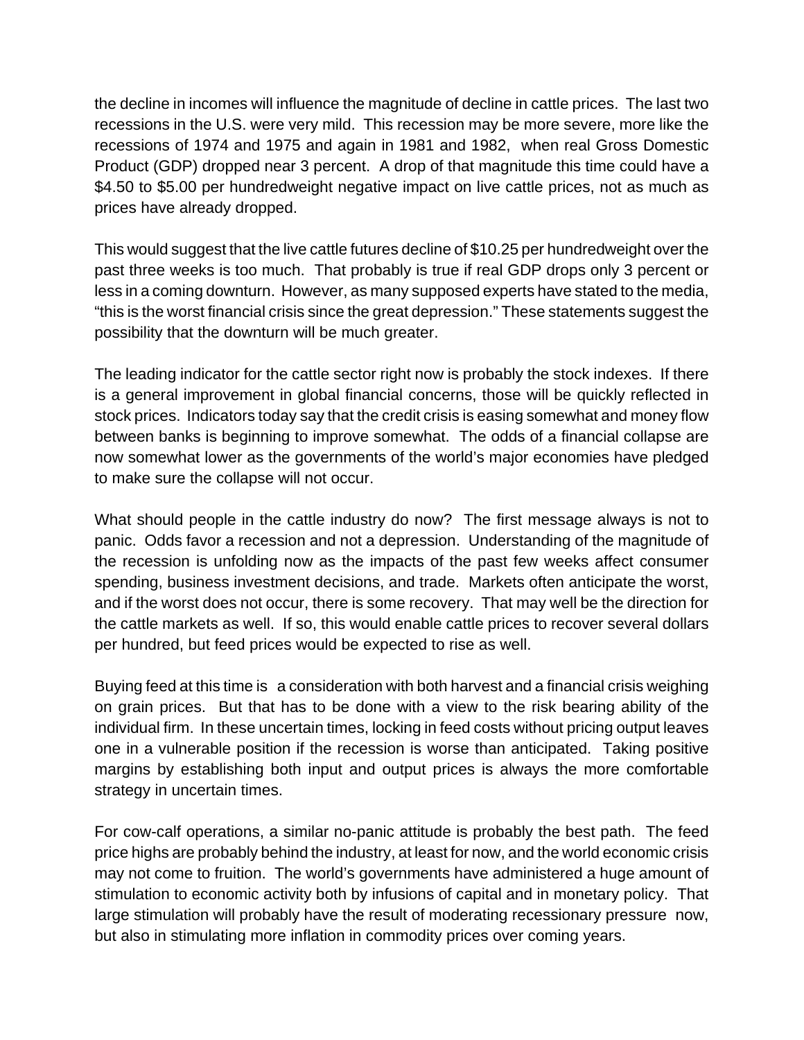the decline in incomes will influence the magnitude of decline in cattle prices. The last two recessions in the U.S. were very mild. This recession may be more severe, more like the recessions of 1974 and 1975 and again in 1981 and 1982, when real Gross Domestic Product (GDP) dropped near 3 percent. A drop of that magnitude this time could have a $4.50 to $5.00 per hundredweight negative impact on live cattle prices, not as much as prices have already dropped.

This would suggest that the live cattle futures decline of $10.25 per hundredweight over the past three weeks is too much. That probably is true if real GDP drops only 3 percent or less in a coming downturn. However, as many supposed experts have stated to the media, "this is the worst financial crisis since the great depression." These statements suggest the possibility that the downturn will be much greater.

The leading indicator for the cattle sector right now is probably the stock indexes. If there is a general improvement in global financial concerns, those will be quickly reflected in stock prices. Indicators today say that the credit crisis is easing somewhat and money flow between banks is beginning to improve somewhat. The odds of a financial collapse are now somewhat lower as the governments of the world's major economies have pledged to make sure the collapse will not occur.

What should people in the cattle industry do now? The first message always is not to panic. Odds favor a recession and not a depression. Understanding of the magnitude of the recession is unfolding now as the impacts of the past few weeks affect consumer spending, business investment decisions, and trade. Markets often anticipate the worst, and if the worst does not occur, there is some recovery. That may well be the direction for the cattle markets as well. If so, this would enable cattle prices to recover several dollars per hundred, but feed prices would be expected to rise as well.

Buying feed at this time is a consideration with both harvest and a financial crisis weighing on grain prices. But that has to be done with a view to the risk bearing ability of the individual firm. In these uncertain times, locking in feed costs without pricing output leaves one in a vulnerable position if the recession is worse than anticipated. Taking positive margins by establishing both input and output prices is always the more comfortable strategy in uncertain times.

For cow-calf operations, a similar no-panic attitude is probably the best path. The feed price highs are probably behind the industry, at least for now, and the world economic crisis may not come to fruition. The world's governments have administered a huge amount of stimulation to economic activity both by infusions of capital and in monetary policy. That large stimulation will probably have the result of moderating recessionary pressure now, but also in stimulating more inflation in commodity prices over coming years.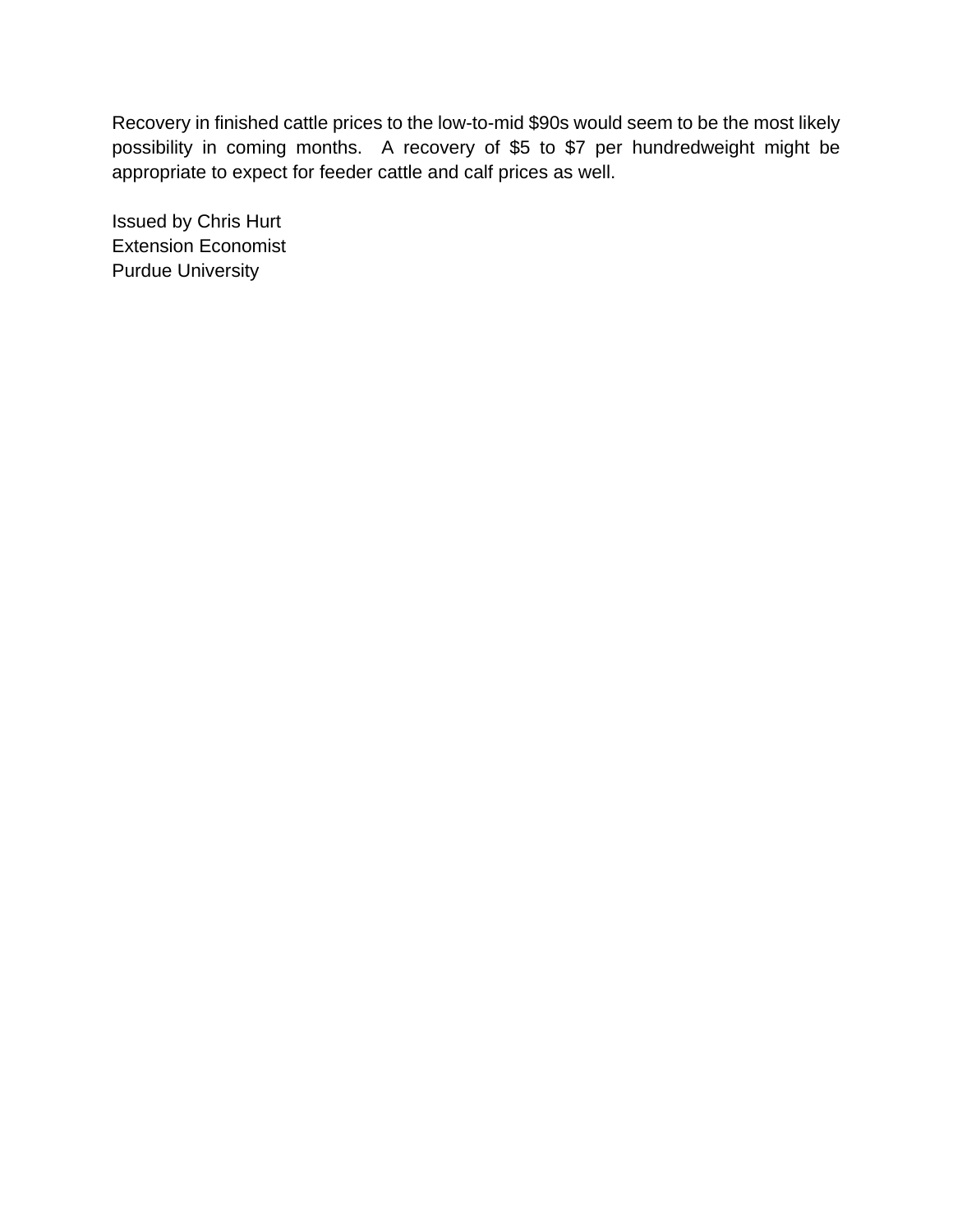Recovery in finished cattle prices to the low-to-mid $90s would seem to be the most likely possibility in coming months.  A recovery of $5 to $7 per hundredweight might be appropriate to expect for feeder cattle and calf prices as well.

Issued by Chris Hurt  
Extension Economist  
Purdue University